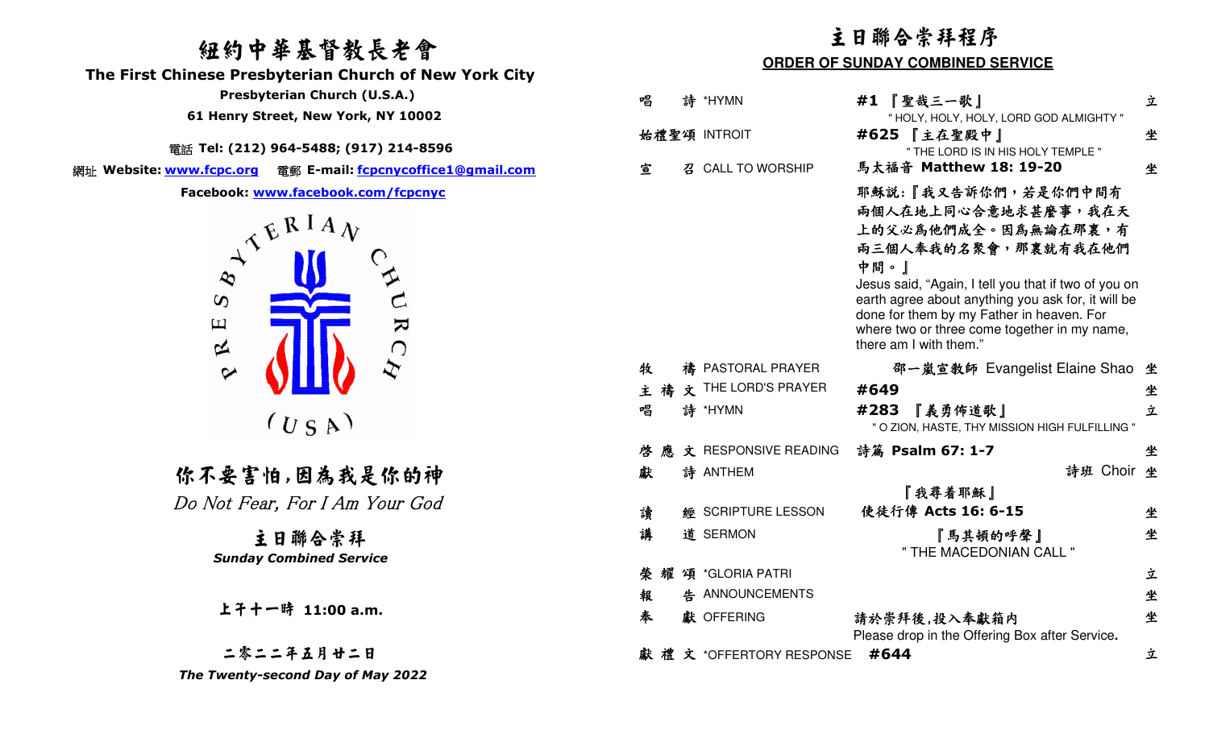# 紐約中華基督教長老會

## The First Chinese Presbyterian Church of New York City

**Presbyterian Church (U.S.A.)**

**61 Henry Street, New York, NY 10002**

電話 **Tel: (212) 964-5488; (917) 214-8596**

網址 **Website: www.fcpc.org** 電郵 **E-mail: fcpcnycoffice1@gmail.com**

**Facebook: www.facebook.com/fcpcnyc**

PRESBYTERIAN CHURCH (USA)

## 你不要害怕，因為我是你的神

*Do Not Fear, For I Am Your God*

## 主日聯合崇拜

***Sunday Combined Service***

**上午十一時 11:00 a.m.**

**二零二二年五月廿二日**

***The Twenty-second Day of May 2022***

# 主日聯合崇拜程序

## ORDER OF SUNDAY COMBINED SERVICE

| | | | |
|---|---|---|---|
| 唱詩 *HYMN | **#1 『聖哉三一歌』** " HOLY, HOLY, HOLY, LORD GOD ALMIGHTY " | | 立 |
| 始禮聖頌 INTROIT | **#625 『主在聖殿中』** " THE LORD IS IN HIS HOLY TEMPLE " | | 坐 |
| 宣召 CALL TO WORSHIP | 馬太福音 **Matthew 18: 19-20** | | 坐 |
| | 耶穌說：『我又告訴你們，若是你們中間有兩個人在地上同心合意地求甚麼事，我在天上的父必為他們成全。因為無論在那裏，有兩三個人奉我的名聚會，那裏就有我在他們中間。』 Jesus said, "Again, I tell you that if two of you on earth agree about anything you ask for, it will be done for them by my Father in heaven. For where two or three come together in my name, there am I with them." | | |
| 牧禱 PASTORAL PRAYER | 邵一嵐宣教師 Evangelist Elaine Shao | | 坐 |
| 主禱文 THE LORD'S PRAYER | **#649** | | 坐 |
| 唱詩 *HYMN | **#283 『義勇佈道歌』** " O ZION, HASTE, THY MISSION HIGH FULFILLING " | | 立 |
| 啓應文 RESPONSIVE READING | 詩篇 **Psalm 67: 1-7** | | 坐 |
| 獻詩 ANTHEM | 『我尋着耶穌』 | 詩班 Choir | 坐 |
| 讀經 SCRIPTURE LESSON | 使徒行傳 **Acts 16: 6-15** | | 坐 |
| 講道 SERMON | 『馬其頓的呼聲』 " THE MACEDONIAN CALL " | | 坐 |
| 榮耀頌 *GLORIA PATRI | | | 立 |
| 報告 ANNOUNCEMENTS | | | 坐 |
| 奉獻 OFFERING | 請於崇拜後，投入奉獻箱內 Please drop in the Offering Box after Service. | | 坐 |
| 獻禮文 *OFFERTORY RESPONSE | **#644** | | 立 |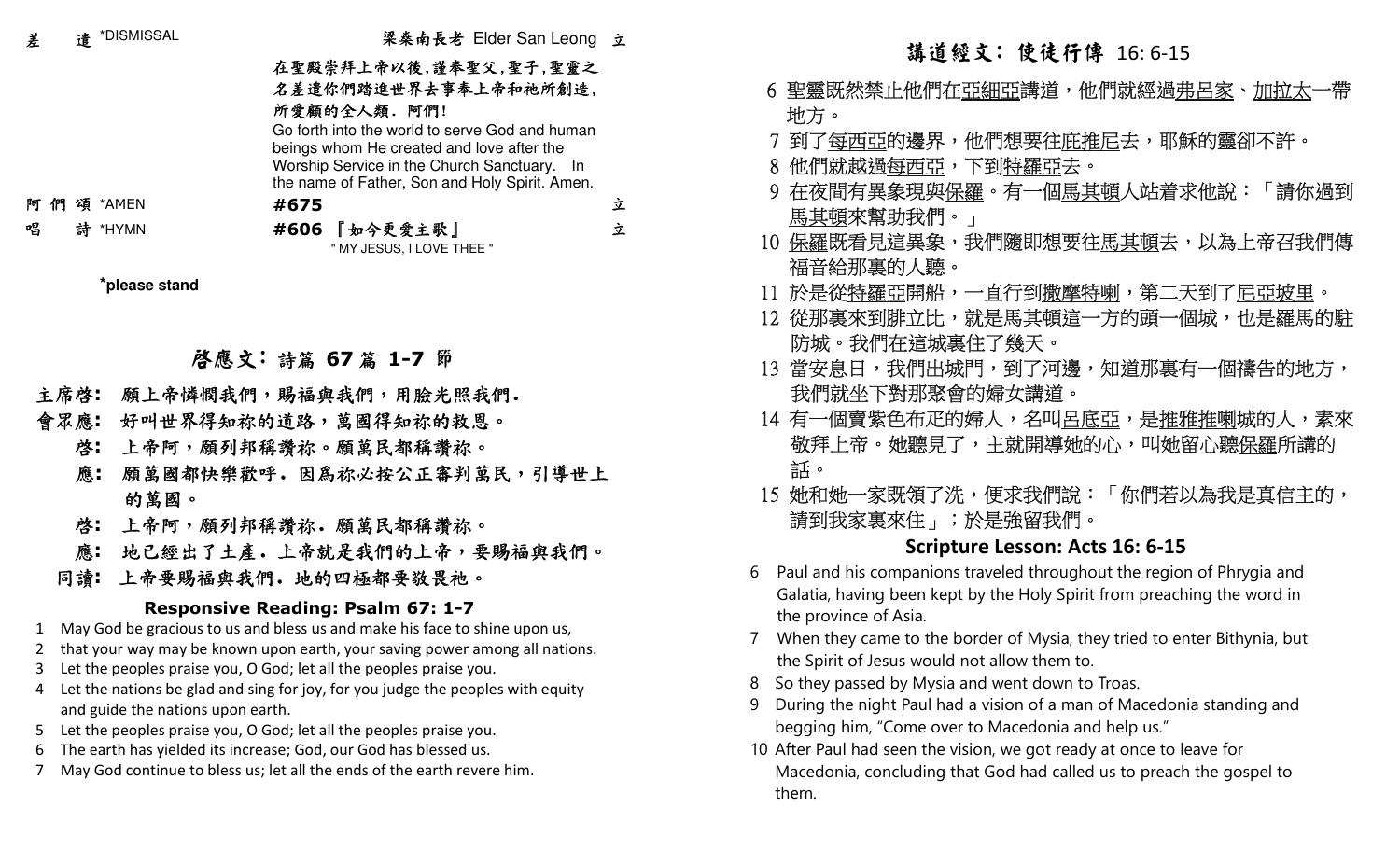差　遣 *DISMISSAL　　　　梁燊南長老 Elder San Leong　立

在聖殿崇拜上帝以後，謹奉聖父，聖子，聖靈之名差遣你們踏進世界去事奉上帝和祂所創造，所愛顧的全人類．阿們！

Go forth into the world to serve God and human beings whom He created and love after the Worship Service in the Church Sanctuary. In the name of Father, Son and Holy Spirit. Amen.

阿 們 頌 *AMEN　　**#675**　　立

唱　詩 *HYMN　　**#606 『如今更愛主歌』**　　立

" MY JESUS, I LOVE THEE "

***please stand**

## 啓應文：詩篇 67 篇 1-7 節

**主席啓：** 願上帝憐憫我們，賜福與我們，用臉光照我們．

**會眾應：** 好叫世界得知祢的道路，萬國得知祢的救恩。

**啓：** 上帝阿，願列邦稱讚祢。願萬民都稱讚祢。

**應：** 願萬國都快樂歡呼．因為祢必按公正審判萬民，引導世上的萬國。

**啓：** 上帝阿，願列邦稱讚祢．願萬民都稱讚祢。

**應：** 地已經出了土產．上帝就是我們的上帝，要賜福與我們。

**同讀：** 上帝要賜福與我們．地的四極都要敬畏祂。

### Responsive Reading: Psalm 67: 1-7

1 May God be gracious to us and bless us and make his face to shine upon us,
2 that your way may be known upon earth, your saving power among all nations.
3 Let the peoples praise you, O God; let all the peoples praise you.
4 Let the nations be glad and sing for joy, for you judge the peoples with equity and guide the nations upon earth.
5 Let the peoples praise you, O God; let all the peoples praise you.
6 The earth has yielded its increase; God, our God has blessed us.
7 May God continue to bless us; let all the ends of the earth revere him.

## 講道經文：使徒行傳 16: 6-15

6 聖靈既然禁止他們在亞細亞講道，他們就經過弗呂家、加拉太一帶地方。
7 到了每西亞的邊界，他們想要往庇推尼去，耶穌的靈卻不許。
8 他們就越過每西亞，下到特羅亞去。
9 在夜間有異象現與保羅。有一個馬其頓人站着求他說：「請你過到馬其頓來幫助我們。」
10 保羅既看見這異象，我們隨即想要往馬其頓去，以為上帝召我們傳福音給那裏的人聽。
11 於是從特羅亞開船，一直行到撒摩特喇，第二天到了尼亞坡里。
12 從那裏來到腓立比，就是馬其頓這一方的頭一個城，也是羅馬的駐防城。我們在這城裏住了幾天。
13 當安息日，我們出城門，到了河邊，知道那裏有一個禱告的地方，我們就坐下對那聚會的婦女講道。
14 有一個賣紫色布疋的婦人，名叫呂底亞，是推雅推喇城的人，素來敬拜上帝。她聽見了，主就開導她的心，叫她留心聽保羅所講的話。
15 她和她一家既領了洗，便求我們說：「你們若以為我是真信主的，請到我家裏來住」；於是強留我們。

### Scripture Lesson: Acts 16: 6-15

6 Paul and his companions traveled throughout the region of Phrygia and Galatia, having been kept by the Holy Spirit from preaching the word in the province of Asia.
7 When they came to the border of Mysia, they tried to enter Bithynia, but the Spirit of Jesus would not allow them to.
8 So they passed by Mysia and went down to Troas.
9 During the night Paul had a vision of a man of Macedonia standing and begging him, "Come over to Macedonia and help us."
10 After Paul had seen the vision, we got ready at once to leave for Macedonia, concluding that God had called us to preach the gospel to them.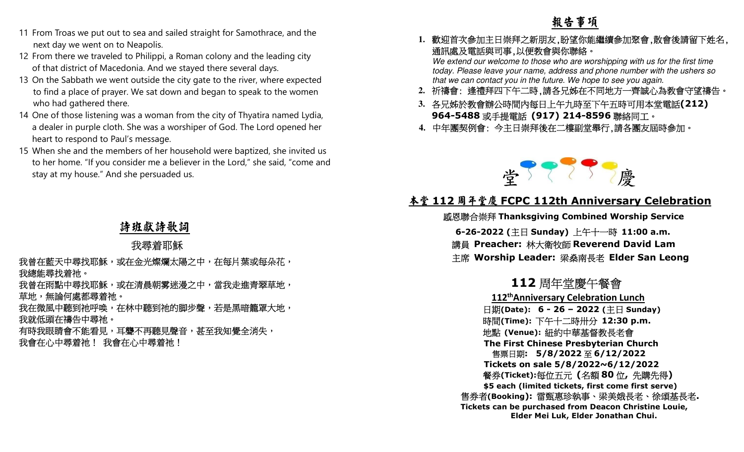11 From Troas we put out to sea and sailed straight for Samothrace, and the next day we went on to Neapolis.

12 From there we traveled to Philippi, a Roman colony and the leading city of that district of Macedonia. And we stayed there several days.

13 On the Sabbath we went outside the city gate to the river, where expected to find a place of prayer. We sat down and began to speak to the women who had gathered there.

14 One of those listening was a woman from the city of Thyatira named Lydia, a dealer in purple cloth. She was a worshiper of God. The Lord opened her heart to respond to Paul's message.

15 When she and the members of her household were baptized, she invited us to her home. "If you consider me a believer in the Lord," she said, "come and stay at my house." And she persuaded us.

## 詩班獻詩歌詞

### 我尋着耶穌

我曾在藍天中尋找耶穌，或在金光燦爛太陽之中，在每片葉或每朵花，
我總能尋找着祂。
我曾在雨點中尋找耶穌，或在清晨朝霧迷漫之中，當我走進青翠草地，
草地，無論何處都尋着祂。
我在微風中聽到祂呼喚，在林中聽到祂的腳步聲，若是黑暗籠罩大地，
我就低頭在禱告中尋祂。
有時我眼睛會不能看見，耳聾不再聽見聲音，甚至我知覺全消失，
我會在心中尋着祂！ 我會在心中尋着祂！

## 報告事項

1. 歡迎首次參加主日崇拜之新朋友,盼望你能繼續參加聚會,散會後請留下姓名,通訊處及電話與司事,以便教會與你聯絡。
   *We extend our welcome to those who are worshipping with us for the first time today. Please leave your name, address and phone number with the ushers so that we can contact you in the future. We hope to see you again.*
2. 祈禱會：逢禮拜四下午二時,請各兄姊在不同地方一齊誠心為教會守望禱告。
3. 各兄姊於教會辦公時間內每日上午九時至下午五時可用本堂電話**(212) 964-5488** 或手提電話 **(917) 214-8596** 聯絡同工。
4. 中年團契例會：今主日崇拜後在二樓副堂舉行,請各團友屆時參加。

堂慶

## 本堂 112 周年堂慶 FCPC 112th Anniversary Celebration

感恩聯合崇拜 **Thanksgiving Combined Worship Service**

**6-26-2022 (**主日 **Sunday)** 上午十一時 **11:00 a.m.**

講員 **Preacher:** 林大衛牧師 **Reverend David Lam**

主席 **Worship Leader:** 梁燊南長老 **Elder San Leong**

### 112 周年堂慶午餐會

**112th Anniversary Celebration Lunch**

日期**(Date): 6 - 26 – 2022 (**主日 **Sunday)**
時間**(Time):** 下午十二時卅分 **12:30 p.m.**
地點 **(Venue):** 紐約中華基督教長老會
**The First Chinese Presbyterian Church**
售票日期**: 5/8/2022** 至 **6/12/2022**
**Tickets on sale 5/8/2022~6/12/2022**
餐劵**(Ticket):**每位五元（名額 **80** 位，先購先得）
**$5 each (limited tickets, first come first serve)**
售劵者**(Booking):** 雷甄惠珍執事、梁美娥長老、徐頌基長老**.**
**Tickets can be purchased from Deacon Christine Louie, Elder Mei Luk, Elder Jonathan Chui.**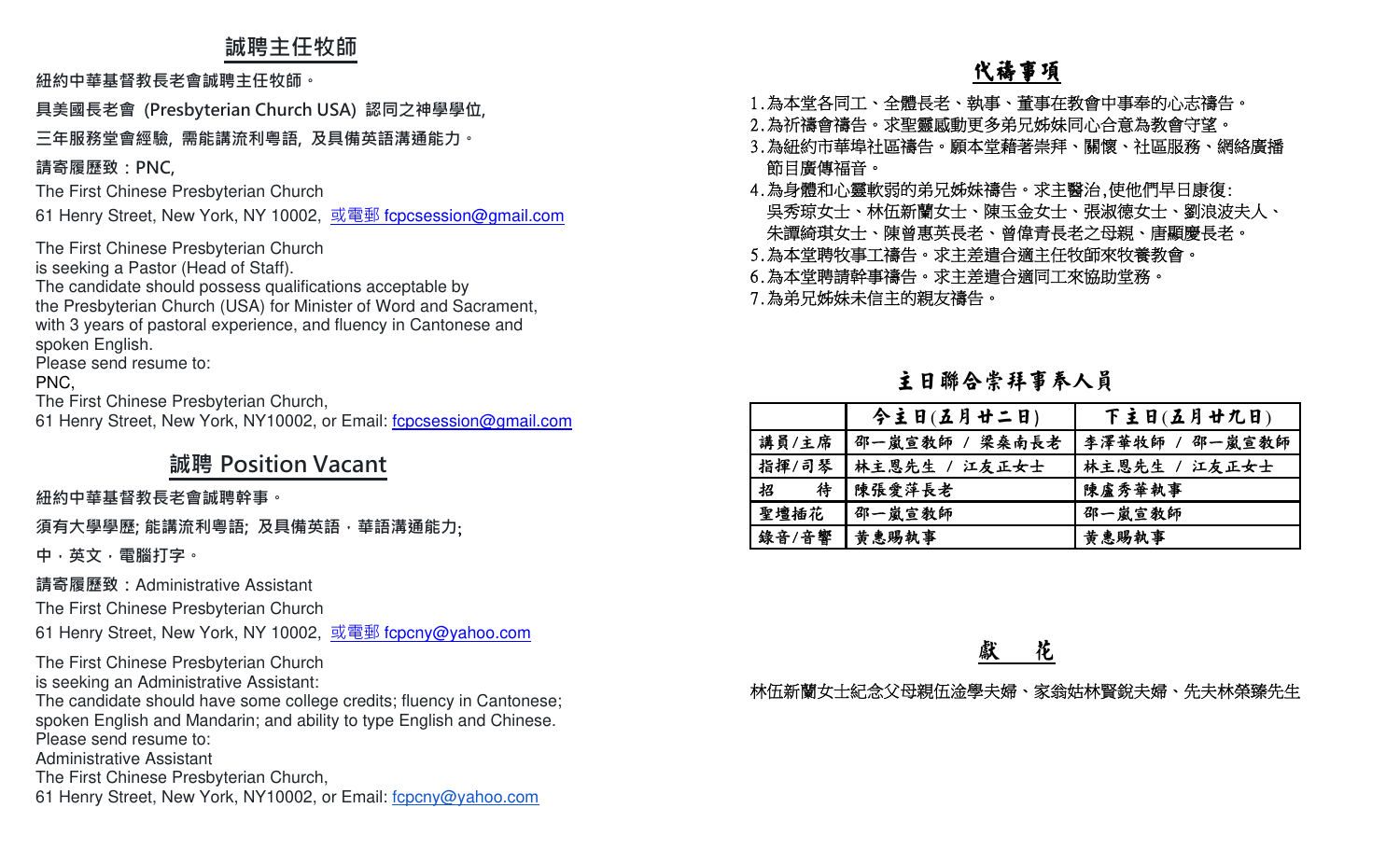## 誠聘主任牧師

**紐約中華基督教長老會誠聘主任牧師。**

**具美國長老會 (Presbyterian Church USA) 認同之神學學位,**

**三年服務堂會經驗, 需能講流利粵語, 及具備英語溝通能力。**

**請寄履歷致：PNC,**

The First Chinese Presbyterian Church

61 Henry Street, New York, NY 10002, 或電郵 fcpcsession@gmail.com

The First Chinese Presbyterian Church
is seeking a Pastor (Head of Staff).
The candidate should possess qualifications acceptable by
the Presbyterian Church (USA) for Minister of Word and Sacrament,
with 3 years of pastoral experience, and fluency in Cantonese and
spoken English.
Please send resume to:
PNC,
The First Chinese Presbyterian Church,
61 Henry Street, New York, NY10002, or Email: fcpcsession@gmail.com

## 誠聘 Position Vacant

**紐約中華基督教長老會誠聘幹事。**

**須有大學學歷; 能講流利粵語; 及具備英語，華語溝通能力;**

**中，英文，電腦打字。**

**請寄履歷致：**Administrative Assistant

The First Chinese Presbyterian Church

61 Henry Street, New York, NY 10002, 或電郵 fcpcny@yahoo.com

The First Chinese Presbyterian Church
is seeking an Administrative Assistant:
The candidate should have some college credits; fluency in Cantonese;
spoken English and Mandarin; and ability to type English and Chinese.
Please send resume to:
Administrative Assistant
The First Chinese Presbyterian Church,
61 Henry Street, New York, NY10002, or Email: fcpcny@yahoo.com

## 代禱事項

1. 為本堂各同工、全體長老、執事、董事在教會中事奉的心志禱告。
2. 為祈禱會禱告。求聖靈感動更多弟兄姊妹同心合意為教會守望。
3. 為紐約市華埠社區禱告。願本堂藉著崇拜、關懷、社區服務、網絡廣播節目廣傳福音。
4. 為身體和心靈軟弱的弟兄姊妹禱告。求主醫治,使他們早日康復:
   吳秀琼女士、林伍新蘭女士、陳玉金女士、張淑德女士、劉浪波夫人、朱譚綺琪女士、陳曾惠英長老、曾偉青長老之母親、唐顯慶長老。
5. 為本堂聘牧事工禱告。求主差遣合適主任牧師來牧養教會。
6. 為本堂聘請幹事禱告。求主差遣合適同工來協助堂務。
7. 為弟兄姊妹未信主的親友禱告。

## 主日聯合崇拜事奉人員

| | 今主日(五月廿二日) | 下主日(五月廿九日) |
|---|---|---|
| 講員/主席 | 邵一嵐宣教師 / 梁燊南長老 | 李澤華牧師 / 邵一嵐宣教師 |
| 指揮/司琴 | 林主恩先生 / 江友正女士 | 林主恩先生 / 江友正女士 |
| 招　　待 | 陳張愛萍長老 | 陳盧秀華執事 |
| 聖壇插花 | 邵一嵐宣教師 | 邵一嵐宣教師 |
| 錄音/音響 | 黃惠賜執事 | 黃惠賜執事 |

## 獻　花

林伍新蘭女士紀念父母親伍淦學夫婦、家翁姑林賢銳夫婦、先夫林榮臻先生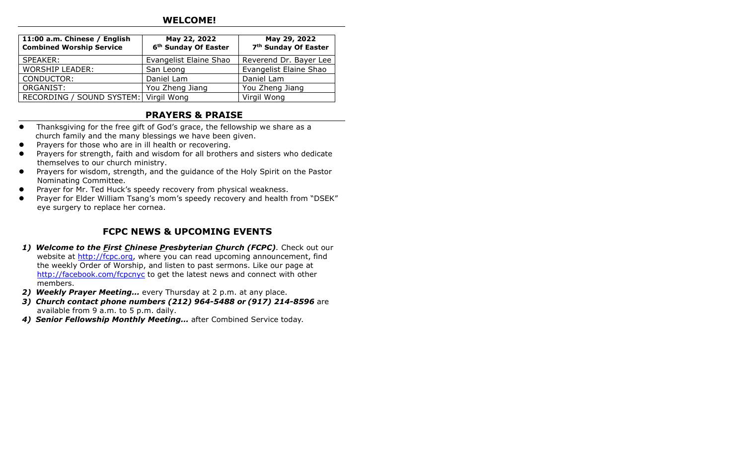## WELCOME!

| 11:00 a.m. Chinese / English Combined Worship Service | May 22, 2022 6th Sunday Of Easter | May 29, 2022 7th Sunday Of Easter |
|---|---|---|
| SPEAKER: | Evangelist Elaine Shao | Reverend Dr. Bayer Lee |
| WORSHIP LEADER: | San Leong | Evangelist Elaine Shao |
| CONDUCTOR: | Daniel Lam | Daniel Lam |
| ORGANIST: | You Zheng Jiang | You Zheng Jiang |
| RECORDING / SOUND SYSTEM: | Virgil Wong | Virgil Wong |

## PRAYERS & PRAISE

- Thanksgiving for the free gift of God's grace, the fellowship we share as a church family and the many blessings we have been given.
- Prayers for those who are in ill health or recovering.
- Prayers for strength, faith and wisdom for all brothers and sisters who dedicate themselves to our church ministry.
- Prayers for wisdom, strength, and the guidance of the Holy Spirit on the Pastor Nominating Committee.
- Prayer for Mr. Ted Huck's speedy recovery from physical weakness.
- Prayer for Elder William Tsang's mom's speedy recovery and health from "DSEK" eye surgery to replace her cornea.

## FCPC NEWS & UPCOMING EVENTS

1) ***Welcome to the First Chinese Presbyterian Church (FCPC)***. Check out our website at http://fcpc.org, where you can read upcoming announcement, find the weekly Order of Worship, and listen to past sermons. Like our page at http://facebook.com/fcpcnyc to get the latest news and connect with other members.
2) ***Weekly Prayer Meeting…*** every Thursday at 2 p.m. at any place.
3) ***Church contact phone numbers (212) 964-5488 or (917) 214-8596*** are available from 9 a.m. to 5 p.m. daily.
4) ***Senior Fellowship Monthly Meeting…*** after Combined Service today.